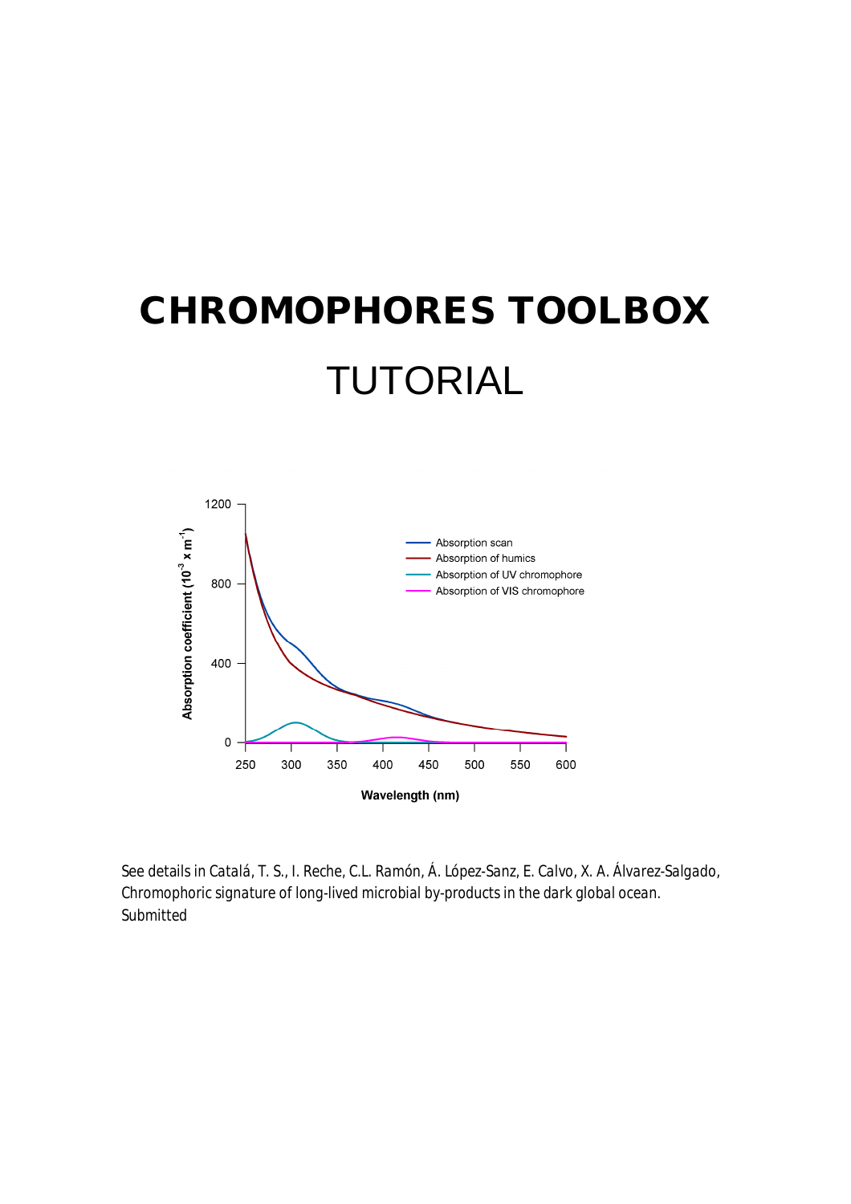# CHROMOPHORES TOOLBOX

## TUTORIAL

1200
800
400
0
Absorption coefficient ($10^{-3}$ x $m^{-1}$)
250
300
350
400
450
500
550
600
Wavelength (nm)
Absorption scan
Absorption of humics
Absorption of UV chromophore
Absorption of VIS chromophore

See details in Catalá, T. S., I. Reche, C.L. Ramón, Á. López-Sanz, E. Calvo, X. A. Álvarez-Salgado, Chromophoric signature of long-lived microbial by-products in the dark global ocean. Submitted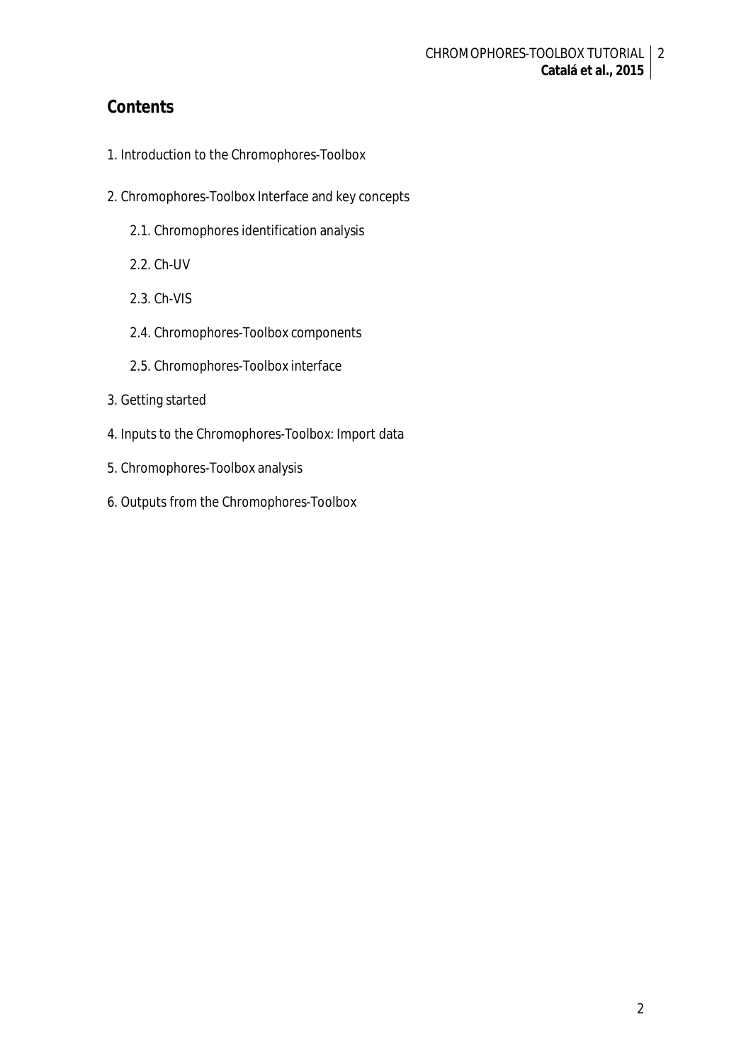## Contents

1. Introduction to the Chromophores-Toolbox
2. Chromophores-Toolbox Interface and key concepts
    2.1. Chromophores identification analysis
    2.2. Ch-UV
    2.3. Ch-VIS
    2.4. Chromophores-Toolbox components
    2.5. Chromophores-Toolbox interface
3. Getting started
4. Inputs to the Chromophores-Toolbox: Import data
5. Chromophores-Toolbox analysis
6. Outputs from the Chromophores-Toolbox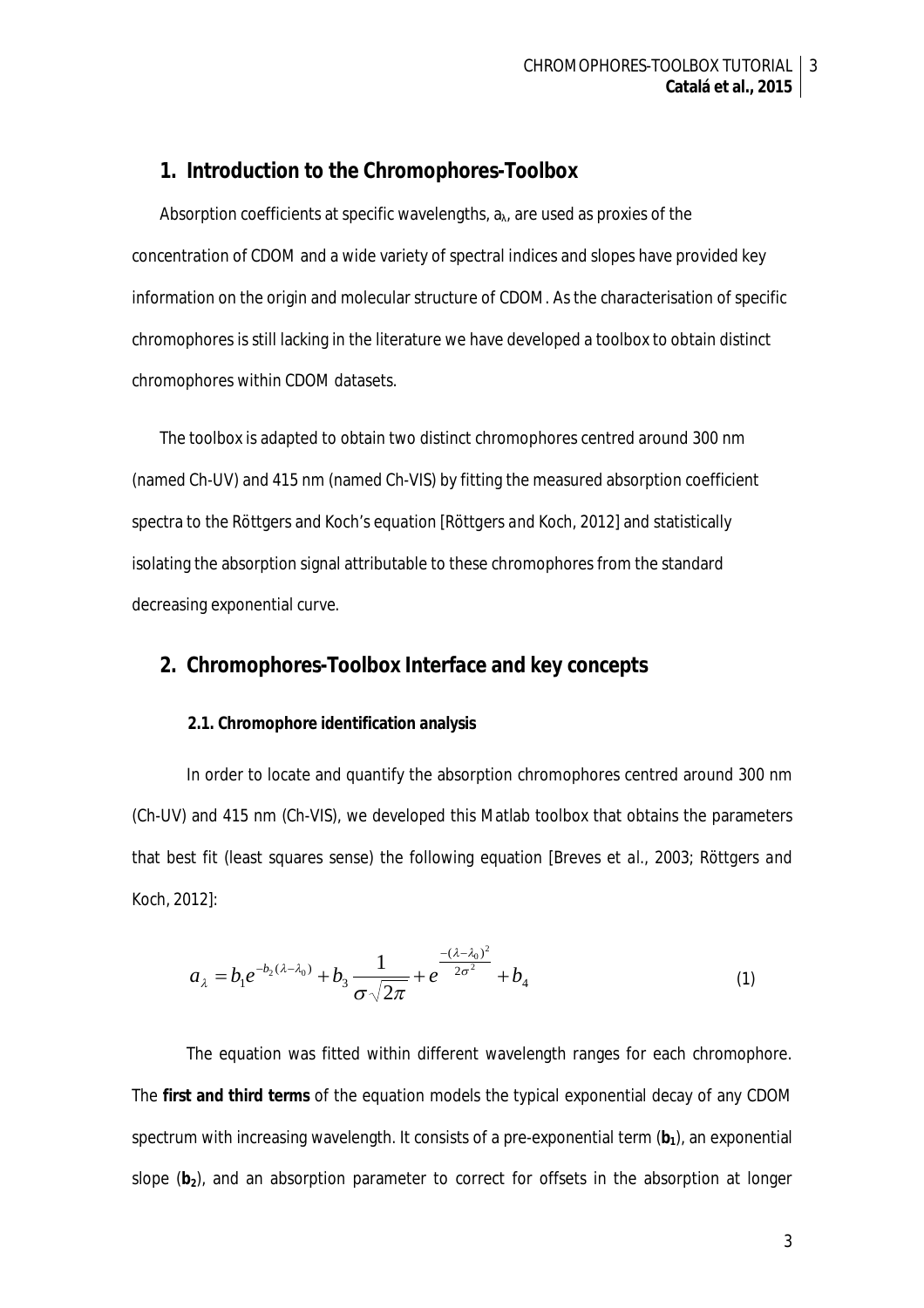## 1. Introduction to the Chromophores-Toolbox

Absorption coefficients at specific wavelengths, $a_\lambda$, are used as proxies of the concentration of CDOM and a wide variety of spectral indices and slopes have provided key information on the origin and molecular structure of CDOM. As the characterisation of specific chromophores is still lacking in the literature we have developed a toolbox to obtain distinct chromophores within CDOM datasets.

The toolbox is adapted to obtain two distinct chromophores centred around 300 nm (named Ch-UV) and 415 nm (named Ch-VIS) by fitting the measured absorption coefficient spectra to the Röttgers and Koch's equation [Röttgers and Koch, 2012] and statistically isolating the absorption signal attributable to these chromophores from the standard decreasing exponential curve.

## 2. Chromophores-Toolbox Interface and key concepts

### 2.1. Chromophore identification analysis

In order to locate and quantify the absorption chromophores centred around 300 nm (Ch-UV) and 415 nm (Ch-VIS), we developed this Matlab toolbox that obtains the parameters that best fit (least squares sense) the following equation [Breves et al., 2003; Röttgers and Koch, 2012]:

$$a_\lambda = b_1 e^{-b_2(\lambda-\lambda_0)} + b_3 \frac{1}{\sigma\sqrt{2\pi}} + e^{\frac{-(\lambda-\lambda_0)^2}{2\sigma^2}} + b_4 \tag{1}$$

The equation was fitted within different wavelength ranges for each chromophore. The **first and third terms** of the equation models the typical exponential decay of any CDOM spectrum with increasing wavelength. It consists of a pre-exponential term (**$b_1$**), an exponential slope (**$b_2$**), and an absorption parameter to correct for offsets in the absorption at longer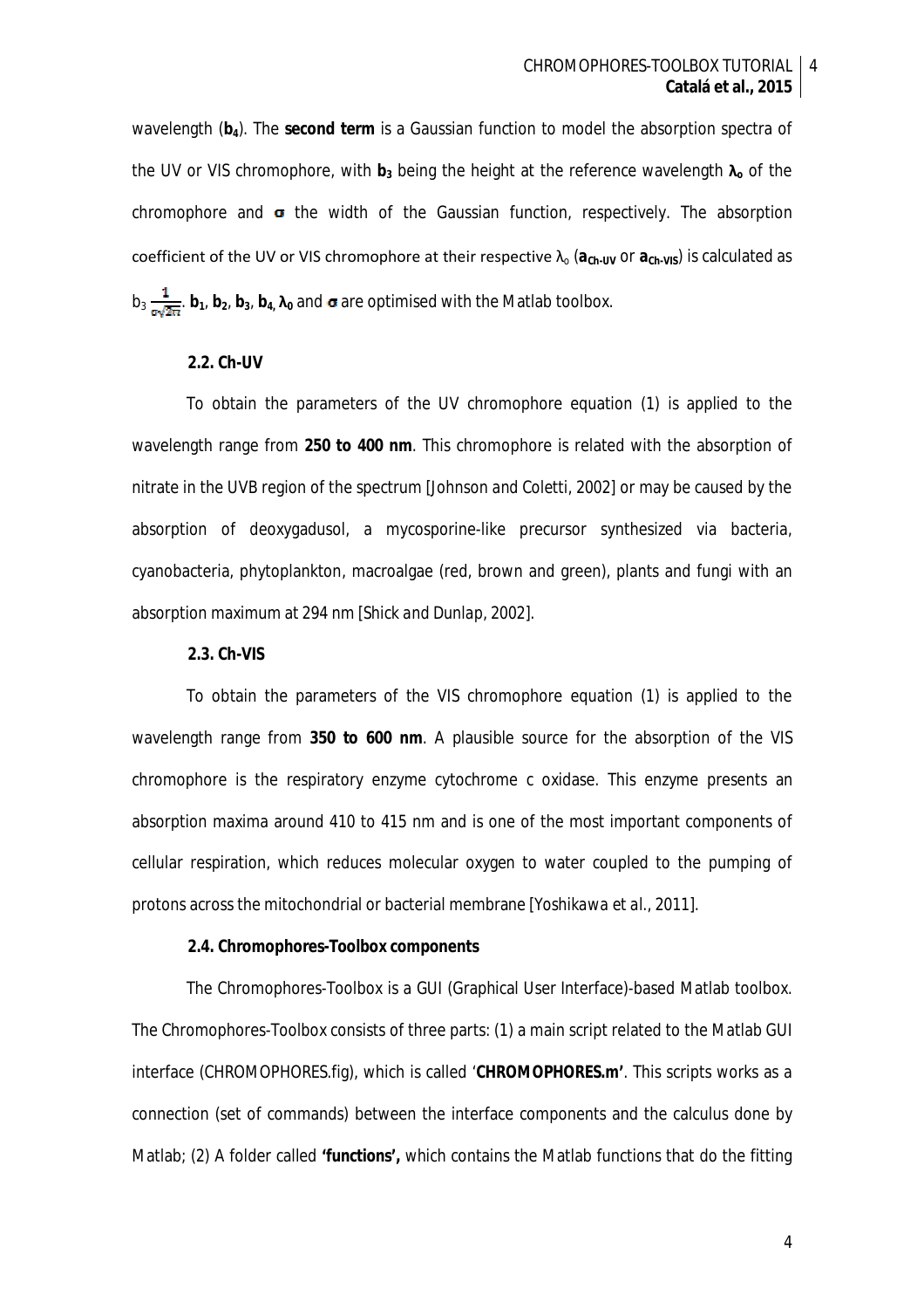wavelength ($\mathbf{b_4}$). The **second term** is a Gaussian function to model the absorption spectra of the UV or VIS chromophore, with $\mathbf{b_3}$ being the height at the reference wavelength $\boldsymbol{\lambda_o}$ of the chromophore and $\boldsymbol{\sigma}$ the width of the Gaussian function, respectively. The absorption coefficient of the UV or VIS chromophore at their respective $\lambda_o$ ($\mathbf{a_{Ch\text{-}UV}}$ or $\mathbf{a_{Ch\text{-}VIS}}$) is calculated as $b_3 \frac{1}{\sigma\sqrt{2\pi}}$. $\mathbf{b_1}$, $\mathbf{b_2}$, $\mathbf{b_3}$, $\mathbf{b_4}$, $\boldsymbol{\lambda_0}$ and $\boldsymbol{\sigma}$ are optimised with the Matlab toolbox.

### 2.2. Ch-UV

To obtain the parameters of the UV chromophore equation (1) is applied to the wavelength range from **250 to 400 nm**. This chromophore is related with the absorption of nitrate in the UVB region of the spectrum [Johnson and Coletti, 2002] or may be caused by the absorption of deoxygadusol, a mycosporine-like precursor synthesized via bacteria, cyanobacteria, phytoplankton, macroalgae (red, brown and green), plants and fungi with an absorption maximum at 294 nm [Shick and Dunlap, 2002].

### 2.3. Ch-VIS

To obtain the parameters of the VIS chromophore equation (1) is applied to the wavelength range from **350 to 600 nm**. A plausible source for the absorption of the VIS chromophore is the respiratory enzyme cytochrome c oxidase. This enzyme presents an absorption maxima around 410 to 415 nm and is one of the most important components of cellular respiration, which reduces molecular oxygen to water coupled to the pumping of protons across the mitochondrial or bacterial membrane [Yoshikawa et al., 2011].

### 2.4. Chromophores-Toolbox components

The Chromophores-Toolbox is a GUI (Graphical User Interface)-based Matlab toolbox. The Chromophores-Toolbox consists of three parts: (1) a main script related to the Matlab GUI interface (CHROMOPHORES.fig), which is called '**CHROMOPHORES.m'**. This scripts works as a connection (set of commands) between the interface components and the calculus done by Matlab; (2) A folder called **'functions',** which contains the Matlab functions that do the fitting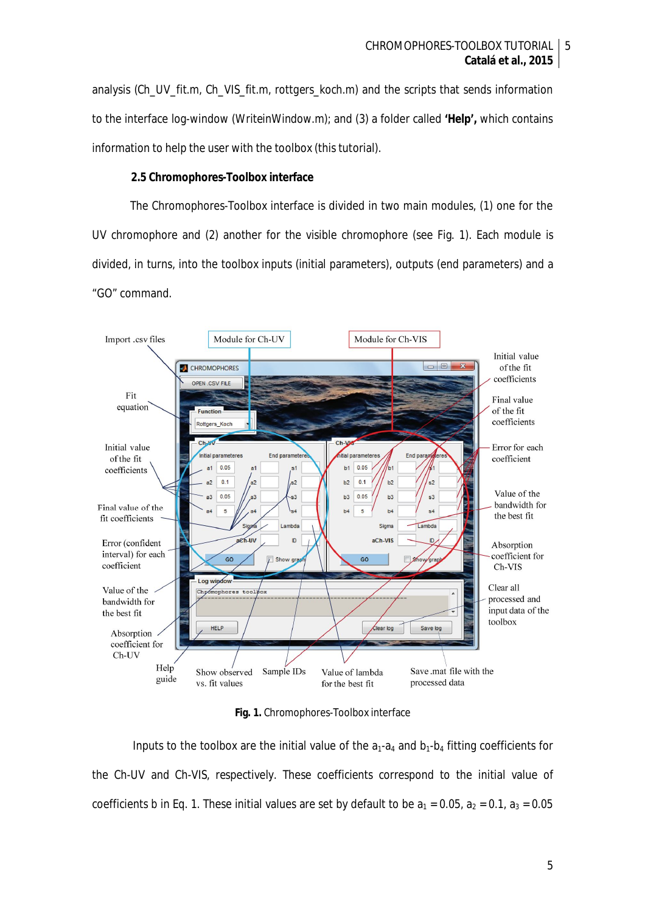analysis (Ch_UV_fit.m, Ch_VIS_fit.m, rottgers_koch.m) and the scripts that sends information to the interface log-window (WriteinWindow.m); and (3) a folder called **'Help',** which contains information to help the user with the toolbox (this tutorial).

### 2.5 Chromophores-Toolbox interface

The Chromophores-Toolbox interface is divided in two main modules, (1) one for the UV chromophore and (2) another for the visible chromophore (see Fig. 1). Each module is divided, in turns, into the toolbox inputs (initial parameters), outputs (end parameters) and a "GO" command.

Import .csv files

Module for Ch-UV

Module for Ch-VIS

Initial value of the fit coefficients

Fit equation

Final value of the fit coefficients

Initial value of the fit coefficients

Error for each coefficient

Final value of the fit coefficients

Value of the bandwidth for the best fit

Error (confident interval) for each coefficient

Absorption coefficient for Ch-VIS

Value of the bandwidth for the best fit

Clear all processed and input data of the toolbox

Absorption coefficient for Ch-UV

Help guide

Show observed vs. fit values

Sample IDs

Value of lambda for the best fit

Save .mat file with the processed data

**Fig. 1.** Chromophores-Toolbox interface

Inputs to the toolbox are the initial value of the $a_1$-$a_4$ and $b_1$-$b_4$ fitting coefficients for the Ch-UV and Ch-VIS, respectively. These coefficients correspond to the initial value of coefficients b in Eq. 1. These initial values are set by default to be $a_1 = 0.05$, $a_2 = 0.1$, $a_3 = 0.05$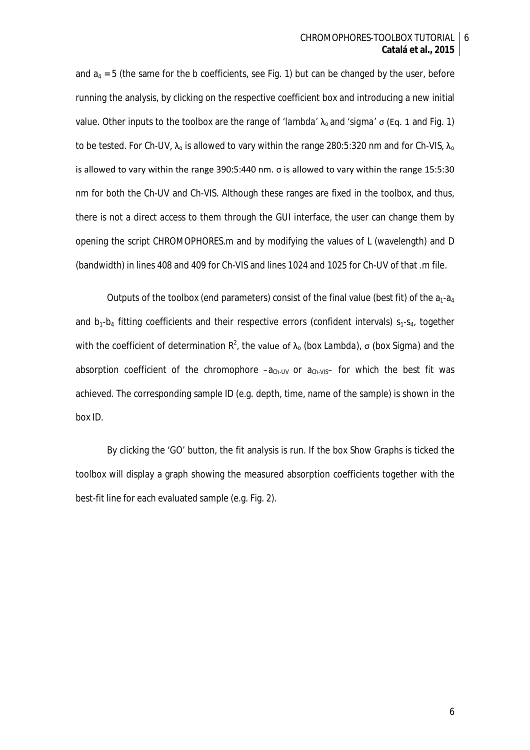and $a_4 = 5$ (the same for the b coefficients, see Fig. 1) but can be changed by the user, before running the analysis, by clicking on the respective coefficient box and introducing a new initial value. Other inputs to the toolbox are the range of 'lambda' $\lambda_o$ and 'sigma' $\sigma$ (Eq. 1 and Fig. 1) to be tested. For Ch-UV, $\lambda_o$ is allowed to vary within the range 280:5:320 nm and for Ch-VIS, $\lambda_o$ is allowed to vary within the range 390:5:440 nm. $\sigma$ is allowed to vary within the range 15:5:30 nm for both the Ch-UV and Ch-VIS. Although these ranges are fixed in the toolbox, and thus, there is not a direct access to them through the GUI interface, the user can change them by opening the script CHROMOPHORES.m and by modifying the values of L (wavelength) and D (bandwidth) in lines 408 and 409 for Ch-VIS and lines 1024 and 1025 for Ch-UV of that .m file.

Outputs of the toolbox (end parameters) consist of the final value (best fit) of the $a_1$-$a_4$ and $b_1$-$b_4$ fitting coefficients and their respective errors (confident intervals) $s_1$-$s_4$, together with the coefficient of determination $R^2$, the value of $\lambda_o$ (box *Lambda*), $\sigma$ (box *Sigma*) and the absorption coefficient of the chromophore –$a_{Ch\text{-}UV}$ or $a_{Ch\text{-}VIS}$– for which the best fit was achieved. The corresponding sample ID (e.g. depth, time, name of the sample) is shown in the box ID.

By clicking the 'GO' button, the fit analysis is run. If the box *Show Graphs* is ticked the toolbox will display a graph showing the measured absorption coefficients together with the best-fit line for each evaluated sample (e.g. Fig. 2).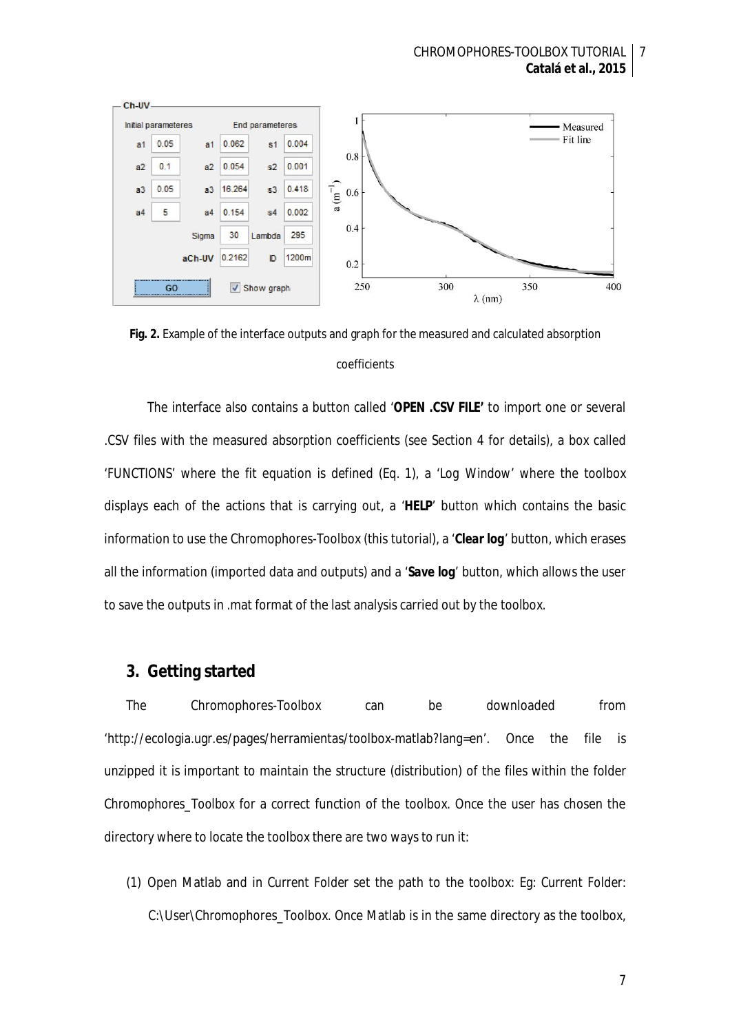Ch-UV

Initial parameteres

a1 0.05

a2 0.1

a3 0.05

a4 5

End parameteres

a1 0.062 s1 0.004

a2 0.054 s2 0.001

a3 16.264 s3 0.418

a4 0.154 s4 0.002

Sigma 30 Lambda 295

aCh-UV 0.2162 ID 1200m

GO

Show graph

Measured

Fit line

$a\ (m^{-1})$

1

0.8

0.6

0.4

0.2

250

300

350

400

$\lambda$ (nm)

**Fig. 2.** Example of the interface outputs and graph for the measured and calculated absorption coefficients

The interface also contains a button called '**OPEN .CSV FILE'** to import one or several .CSV files with the measured absorption coefficients (see Section 4 for details), a box called 'FUNCTIONS' where the fit equation is defined (Eq. 1), a 'Log Window' where the toolbox displays each of the actions that is carrying out, a '**HELP**' button which contains the basic information to use the Chromophores-Toolbox (this tutorial), a '**Clear log**' button, which erases all the information (imported data and outputs) and a '**Save log**' button, which allows the user to save the outputs in .mat format of the last analysis carried out by the toolbox.

## 3. Getting started

The Chromophores-Toolbox can be downloaded from 'http://ecologia.ugr.es/pages/herramientas/toolbox-matlab?lang=en'. Once the file is unzipped it is important to maintain the structure (distribution) of the files within the folder Chromophores_Toolbox for a correct function of the toolbox. Once the user has chosen the directory where to locate the toolbox there are two ways to run it:

(1) Open Matlab and in Current Folder set the path to the toolbox: Eg: Current Folder: C:\User\Chromophores_Toolbox. Once Matlab is in the same directory as the toolbox,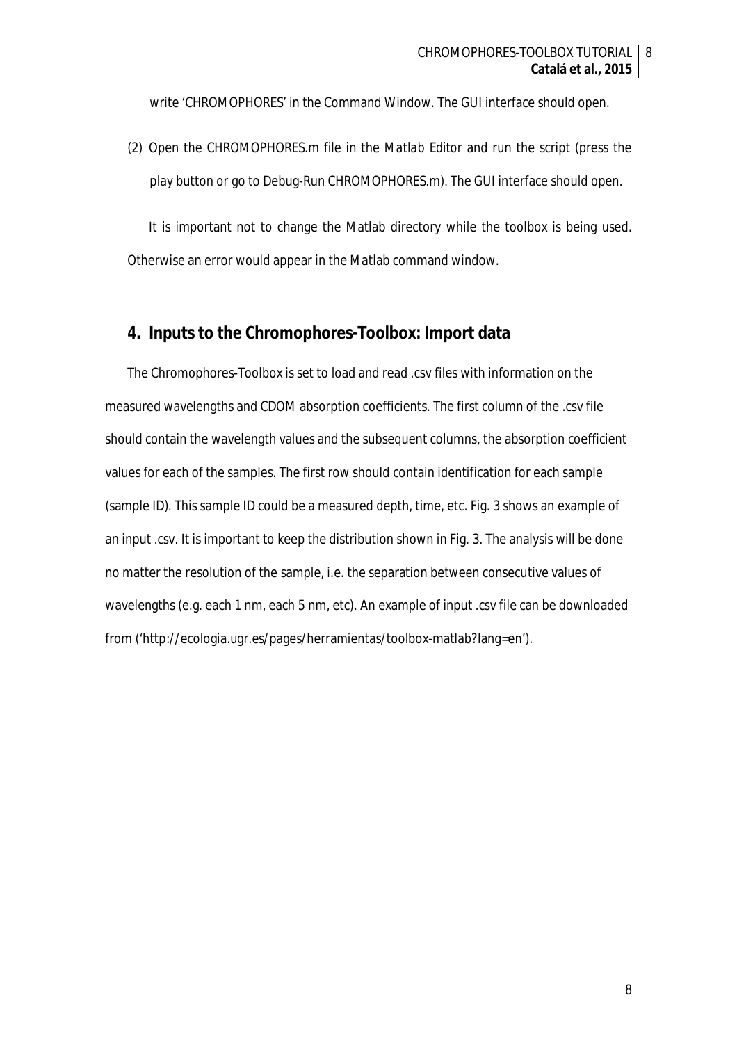write 'CHROMOPHORES' in the Command Window. The GUI interface should open.

(2) Open the CHROMOPHORES.m file in the *Matlab* Editor and run the script (press the play button or go to Debug-Run CHROMOPHORES.m). The GUI interface should open.

It is important not to change the Matlab directory while the toolbox is being used. Otherwise an error would appear in the Matlab command window.

## 4. Inputs to the Chromophores-Toolbox: Import data

The Chromophores-Toolbox is set to load and read .csv files with information on the measured wavelengths and CDOM absorption coefficients. The first column of the .csv file should contain the wavelength values and the subsequent columns, the absorption coefficient values for each of the samples. The first row should contain identification for each sample (sample ID). This sample ID could be a measured depth, time, etc. Fig. 3 shows an example of an input .csv. It is important to keep the distribution shown in Fig. 3. The analysis will be done no matter the resolution of the sample, i.e. the separation between consecutive values of wavelengths (e.g. each 1 nm, each 5 nm, etc). An example of input .csv file can be downloaded from ('http://ecologia.ugr.es/pages/herramientas/toolbox-matlab?lang=en').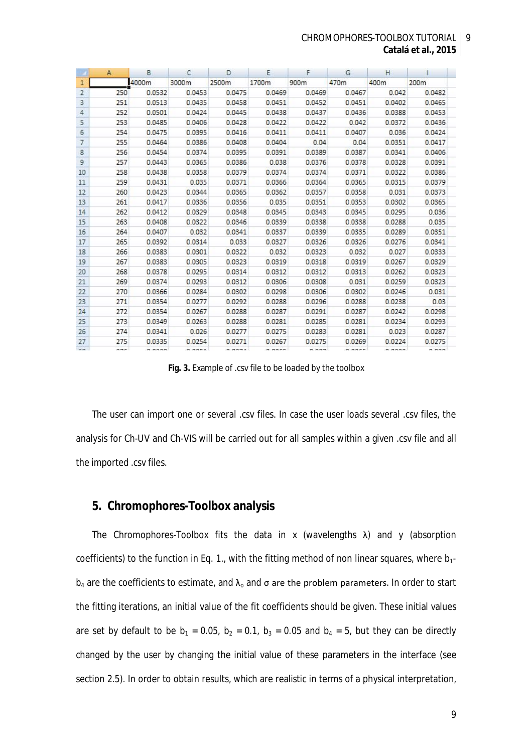| | A | B | C | D | E | F | G | H | I |
|---|---|---|---|---|---|---|---|---|---|
| 1 | | 4000m | 3000m | 2500m | 1700m | 900m | 470m | 400m | 200m |
| 2 | 250 | 0.0532 | 0.0453 | 0.0475 | 0.0469 | 0.0469 | 0.0467 | 0.042 | 0.0482 |
| 3 | 251 | 0.0513 | 0.0435 | 0.0458 | 0.0451 | 0.0452 | 0.0451 | 0.0402 | 0.0465 |
| 4 | 252 | 0.0501 | 0.0424 | 0.0445 | 0.0438 | 0.0437 | 0.0436 | 0.0388 | 0.0453 |
| 5 | 253 | 0.0485 | 0.0406 | 0.0428 | 0.0422 | 0.0422 | 0.042 | 0.0372 | 0.0436 |
| 6 | 254 | 0.0475 | 0.0395 | 0.0416 | 0.0411 | 0.0411 | 0.0407 | 0.036 | 0.0424 |
| 7 | 255 | 0.0464 | 0.0386 | 0.0408 | 0.0404 | 0.04 | 0.04 | 0.0351 | 0.0417 |
| 8 | 256 | 0.0454 | 0.0374 | 0.0395 | 0.0391 | 0.0389 | 0.0387 | 0.0341 | 0.0406 |
| 9 | 257 | 0.0443 | 0.0365 | 0.0386 | 0.038 | 0.0376 | 0.0378 | 0.0328 | 0.0391 |
| 10 | 258 | 0.0438 | 0.0358 | 0.0379 | 0.0374 | 0.0374 | 0.0371 | 0.0322 | 0.0386 |
| 11 | 259 | 0.0431 | 0.035 | 0.0371 | 0.0366 | 0.0364 | 0.0365 | 0.0315 | 0.0379 |
| 12 | 260 | 0.0423 | 0.0344 | 0.0365 | 0.0362 | 0.0357 | 0.0358 | 0.031 | 0.0373 |
| 13 | 261 | 0.0417 | 0.0336 | 0.0356 | 0.035 | 0.0351 | 0.0353 | 0.0302 | 0.0365 |
| 14 | 262 | 0.0412 | 0.0329 | 0.0348 | 0.0345 | 0.0343 | 0.0345 | 0.0295 | 0.036 |
| 15 | 263 | 0.0408 | 0.0322 | 0.0346 | 0.0339 | 0.0338 | 0.0338 | 0.0288 | 0.035 |
| 16 | 264 | 0.0407 | 0.032 | 0.0341 | 0.0337 | 0.0339 | 0.0335 | 0.0289 | 0.0351 |
| 17 | 265 | 0.0392 | 0.0314 | 0.033 | 0.0327 | 0.0326 | 0.0326 | 0.0276 | 0.0341 |
| 18 | 266 | 0.0383 | 0.0301 | 0.0322 | 0.032 | 0.0323 | 0.032 | 0.027 | 0.0333 |
| 19 | 267 | 0.0383 | 0.0305 | 0.0323 | 0.0319 | 0.0318 | 0.0319 | 0.0267 | 0.0329 |
| 20 | 268 | 0.0378 | 0.0295 | 0.0314 | 0.0312 | 0.0312 | 0.0313 | 0.0262 | 0.0323 |
| 21 | 269 | 0.0374 | 0.0293 | 0.0312 | 0.0306 | 0.0308 | 0.031 | 0.0259 | 0.0323 |
| 22 | 270 | 0.0366 | 0.0284 | 0.0302 | 0.0298 | 0.0306 | 0.0302 | 0.0246 | 0.031 |
| 23 | 271 | 0.0354 | 0.0277 | 0.0292 | 0.0288 | 0.0296 | 0.0288 | 0.0238 | 0.03 |
| 24 | 272 | 0.0354 | 0.0267 | 0.0288 | 0.0287 | 0.0291 | 0.0287 | 0.0242 | 0.0298 |
| 25 | 273 | 0.0349 | 0.0263 | 0.0288 | 0.0281 | 0.0285 | 0.0281 | 0.0234 | 0.0293 |
| 26 | 274 | 0.0341 | 0.026 | 0.0277 | 0.0275 | 0.0283 | 0.0281 | 0.023 | 0.0287 |
| 27 | 275 | 0.0335 | 0.0254 | 0.0271 | 0.0267 | 0.0275 | 0.0269 | 0.0224 | 0.0275 |

**Fig. 3.** Example of .csv file to be loaded by the toolbox

The user can import one or several .csv files. In case the user loads several .csv files, the analysis for Ch-UV and Ch-VIS will be carried out for all samples within a given .csv file and all the imported .csv files.

## 5. Chromophores-Toolbox analysis

The Chromophores-Toolbox fits the data in x (wavelengths λ) and y (absorption coefficients) to the function in Eq. 1., with the fitting method of non linear squares, where $b_1$-$b_4$ are the coefficients to estimate, and $\lambda_o$ and σ are the problem parameters. In order to start the fitting iterations, an initial value of the fit coefficients should be given. These initial values are set by default to be $b_1 = 0.05$, $b_2 = 0.1$, $b_3 = 0.05$ and $b_4 = 5$, but they can be directly changed by the user by changing the initial value of these parameters in the interface (see section 2.5). In order to obtain results, which are realistic in terms of a physical interpretation,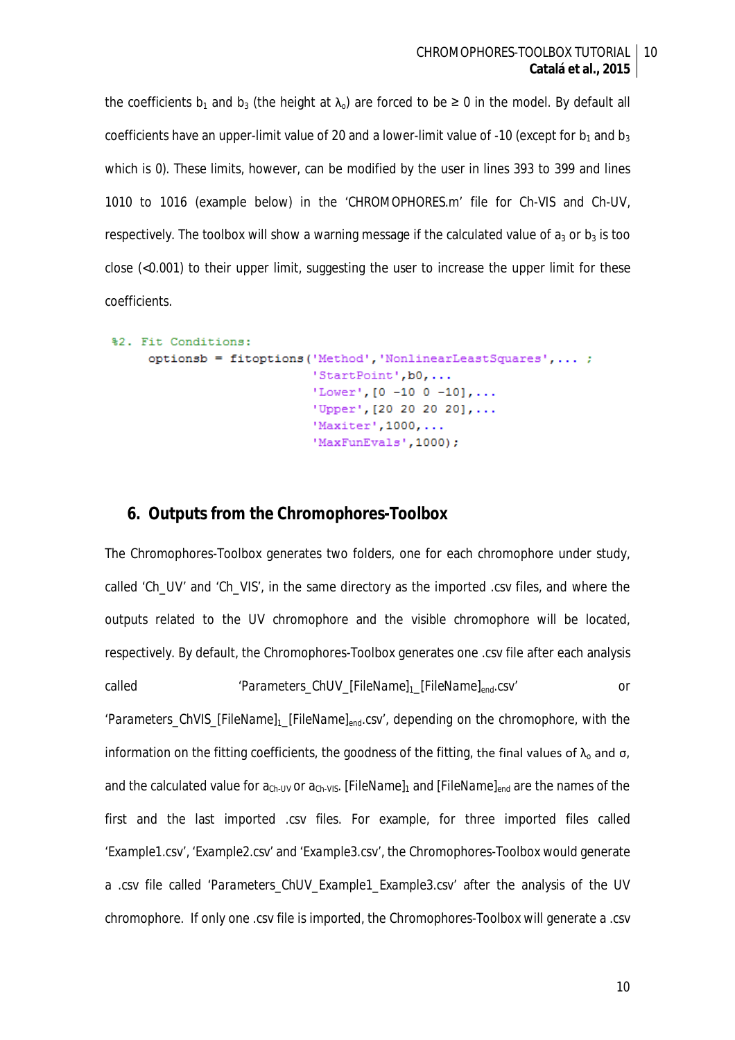the coefficients $b_1$ and $b_3$ (the height at $\lambda_o$) are forced to be ≥ 0 in the model. By default all coefficients have an upper-limit value of 20 and a lower-limit value of -10 (except for $b_1$ and $b_3$ which is 0). These limits, however, can be modified by the user in lines 393 to 399 and lines 1010 to 1016 (example below) in the 'CHROMOPHORES.m' file for Ch-VIS and Ch-UV, respectively. The toolbox will show a warning message if the calculated value of $a_3$ or $b_3$ is too close (<0.001) to their upper limit, suggesting the user to increase the upper limit for these coefficients.

```
%2. Fit Conditions:
    optionsb = fitoptions('Method','NonlinearLeastSquares',... ;
                          'StartPoint',b0,...
                          'Lower',[0 -10 0 -10],...
                          'Upper',[20 20 20 20],...
                          'Maxiter',1000,...
                          'MaxFunEvals',1000);
```

## 6. Outputs from the Chromophores-Toolbox

The Chromophores-Toolbox generates two folders, one for each chromophore under study, called 'Ch_UV' and 'Ch_VIS', in the same directory as the imported .csv files, and where the outputs related to the UV chromophore and the visible chromophore will be located, respectively. By default, the Chromophores-Toolbox generates one .csv file after each analysis called 'Parameters_ChUV_[FileName]$_1$_[FileName]$_{end}$.csv' or 'Parameters_ChVIS_[FileName]$_1$_[FileName]$_{end}$.csv', depending on the chromophore, with the information on the fitting coefficients, the goodness of the fitting, the final values of $\lambda_o$ and σ, and the calculated value for $a_{Ch\text{-}UV}$ or $a_{Ch\text{-}VIS}$. [FileName]$_1$ and [FileName]$_{end}$ are the names of the first and the last imported .csv files. For example, for three imported files called 'Example1.csv', 'Example2.csv' and 'Example3.csv', the Chromophores-Toolbox would generate a .csv file called 'Parameters_ChUV_Example1_Example3.csv' after the analysis of the UV chromophore. If only one .csv file is imported, the Chromophores-Toolbox will generate a .csv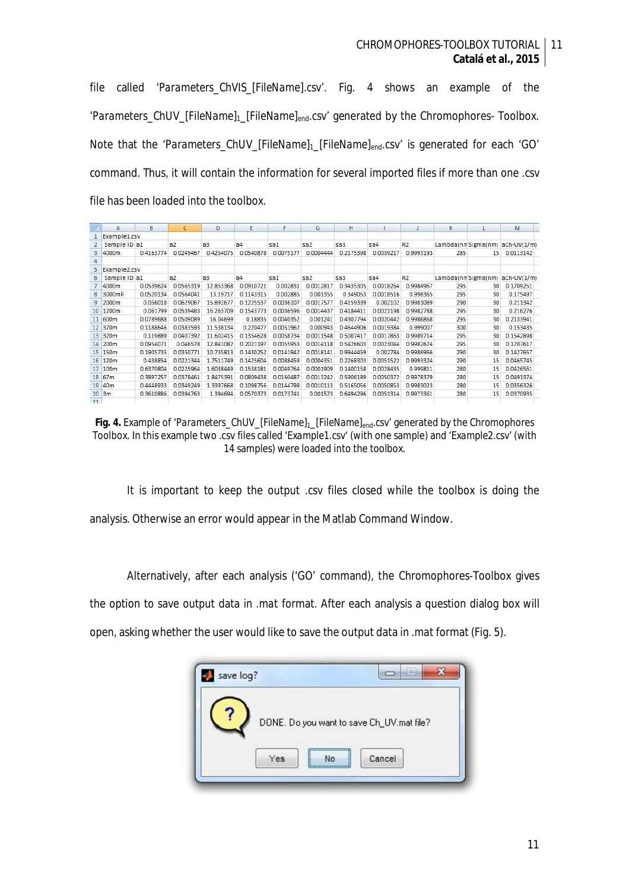file called 'Parameters_ChVIS_[FileName].csv'. Fig. 4 shows an example of the 'Parameters_ChUV_[FileName]$_1$_[FileName]$_{end}$.csv' generated by the Chromophores- Toolbox. Note that the 'Parameters_ChUV_[FileName]$_1$_[FileName]$_{end}$.csv' is generated for each 'GO' command. Thus, it will contain the information for several imported files if more than one .csv file has been loaded into the toolbox.

| | A | B | C | D | E | F | G | H | I | J | K | L | M |
|---|---|---|---|---|---|---|---|---|---|---|---|---|---|
| 1 | Example1.csv | | | | | | | | | | | | |
| 2 | Sample ID | a1 | a2 | a3 | a4 | sa1 | sa2 | sa3 | sa4 | R2 | Lambda(nm) | Sigma(nm) | aCh-UV(1/m) |
| 3 | 4000m | 0.4163774 | 0.0249467 | 0.4254075 | 0.0540878 | 0.0075177 | 0.0004444 | 0.2175398 | 0.0039217 | 0.9995193 | 285 | 15 | 0.0113142 |
| 4 | | | | | | | | | | | | | |
| 5 | Example2.csv | | | | | | | | | | | | |
| 6 | Sample ID | a1 | a2 | a3 | a4 | sa1 | sa2 | sa3 | sa4 | R2 | Lambda(nm) | Sigma(nm) | aCh-UV(1/m) |
| 7 | 4000m | 0.0539624 | 0.0565319 | 12.853368 | 0.0910721 | 0.002831 | 0.0012817 | 0.3435305 | 0.0018264 | 0.9984967 | 295 | 30 | 0.1709251 |
| 8 | 3000mR | 0.0520134 | 0.0564041 | 13.19717 | 0.1143315 | 0.002885 | 0.001355 | 0.349053 | 0.0018516 | 0.998365 | 295 | 30 | 0.175497 |
| 9 | 2000m | 0.056018 | 0.0629067 | 15.892677 | 0.1225537 | 0.0036107 | 0.0017577 | 0.4159339 | 0.002102 | 0.9981089 | 290 | 30 | 0.211342 |
| 10 | 1200m | 0.061799 | 0.0539483 | 16.263709 | 0.1543773 | 0.0036596 | 0.0014437 | 0.4184411 | 0.0021198 | 0.9982788 | 295 | 30 | 0.216276 |
| 11 | 600m | 0.0789688 | 0.0509089 | 16.04699 | 0.18835 | 0.0040352 | 0.001241 | 0.4307794 | 0.0020442 | 0.9986858 | 295 | 30 | 0.2133941 |
| 12 | 370m | 0.1188646 | 0.0383593 | 11.538134 | 0.220477 | 0.0051962 | 0.000943 | 0.4644906 | 0.0019384 | 0.999007 | 300 | 30 | 0.153435 |
| 13 | 320m | 0.119889 | 0.0407392 | 11.602415 | 0.1354628 | 0.0058734 | 0.0011548 | 0.5007417 | 0.0017863 | 0.9989714 | 295 | 30 | 0.1542898 |
| 14 | 200m | 0.0954071 | 0.046578 | 12.841082 | 0.2021197 | 0.0055953 | 0.0014118 | 0.5426603 | 0.0023044 | 0.9982674 | 295 | 30 | 0.1707617 |
| 15 | 150m | 0.1905735 | 0.0350771 | 10.735813 | 0.1430252 | 0.0141942 | 0.0018141 | 0.9944459 | 0.002784 | 0.9986966 | 290 | 30 | 0.1427657 |
| 16 | 120m | 0.438854 | 0.0221344 | 1.7511749 | 0.1425604 | 0.0088459 | 0.0004351 | 0.2268303 | 0.0051522 | 0.9993324 | 290 | 15 | 0.0465745 |
| 17 | 100m | 0.6370804 | 0.0225964 | 1.6038449 | 0.1538181 | 0.0049764 | 0.0001909 | 0.1400158 | 0.0028435 | 0.999811 | 280 | 15 | 0.0426561 |
| 18 | 67m | 0.3897257 | 0.0378461 | 1.8475391 | 0.0809438 | 0.0160487 | 0.0013242 | 0.5906189 | 0.0050372 | 0.9978379 | 280 | 15 | 0.0491374 |
| 19 | 40m | 0.4448933 | 0.0349249 | 1.3397668 | 0.1098756 | 0.0144798 | 0.0010113 | 0.5165056 | 0.0050853 | 0.9983023 | 280 | 15 | 0.0356326 |
| 20 | 3m | 0.3610886 | 0.0394763 | 1.394694 | 0.0570373 | 0.0173741 | 0.001573 | 0.6494296 | 0.0051314 | 0.9973361 | 280 | 15 | 0.0370935 |

**Fig. 4.** Example of 'Parameters_ChUV_[FileName]$_1$_[FileName]$_{end}$.csv' generated by the Chromophores Toolbox. In this example two .csv files called 'Example1.csv' (with one sample) and 'Example2.csv' (with 14 samples) were loaded into the toolbox.

It is important to keep the output .csv files closed while the toolbox is doing the analysis. Otherwise an error would appear in the Matlab Command Window.

Alternatively, after each analysis ('GO' command), the Chromophores-Toolbox gives the option to save output data in .mat format. After each analysis a question dialog box will open, asking whether the user would like to save the output data in .mat format (Fig. 5).

save log?

DONE. Do you want to save Ch_UV.mat file?

Yes No Cancel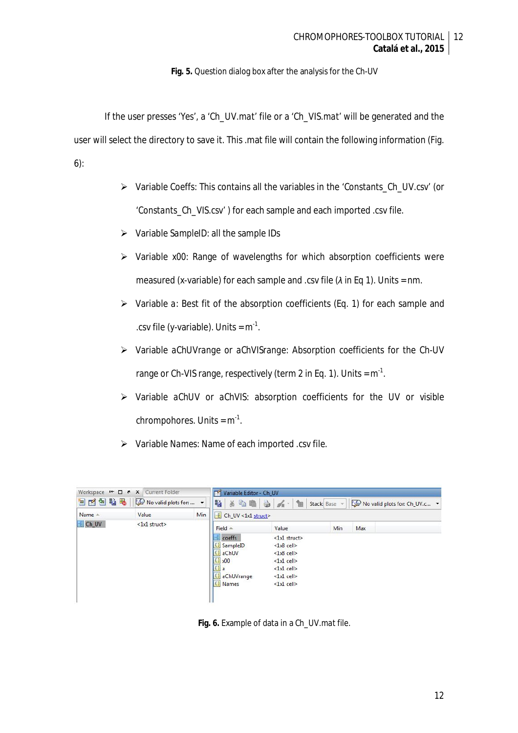**Fig. 5.** Question dialog box after the analysis for the Ch-UV

If the user presses 'Yes', a 'Ch_UV.mat' file or a 'Ch_VIS.mat' will be generated and the user will select the directory to save it. This .mat file will contain the following information (Fig. 6):

- Variable Coeffs: This contains all the variables in the 'Constants_Ch_UV.csv' (or 'Constants_Ch_VIS.csv' ) for each sample and each imported .csv file.
- Variable SampleID: all the sample IDs
- Variable x00: Range of wavelengths for which absorption coefficients were measured (x-variable) for each sample and .csv file ($\lambda$ in Eq 1). Units = nm.
- Variable a: Best fit of the absorption coefficients (Eq. 1) for each sample and .csv file (y-variable). Units = $m^{-1}$.
- Variable aChUVrange or aChVISrange: Absorption coefficients for the Ch-UV range or Ch-VIS range, respectively (term 2 in Eq. 1). Units = $m^{-1}$.
- Variable aChUV or aChVIS: absorption coefficients for the UV or visible chrompohores. Units = $m^{-1}$.
- Variable Names: Name of each imported .csv file.

Workspace
Current Folder
No valid plots for: ...
Name
Value
Min
Ch_UV
<1x1 struct>

Variable Editor - Ch_UV
Stack: Base
No valid plots for: Ch_UV.c...
Ch_UV <1x1 struct>
Field
Value
Min
Max
coeffs <1x1 struct>
SampleID <1x8 cell>
aChUV <1x8 cell>
x00 <1x1 cell>
a <1x1 cell>
aChUVrange <1x1 cell>
Names <1x1 cell>

**Fig. 6.** Example of data in a Ch_UV.mat file.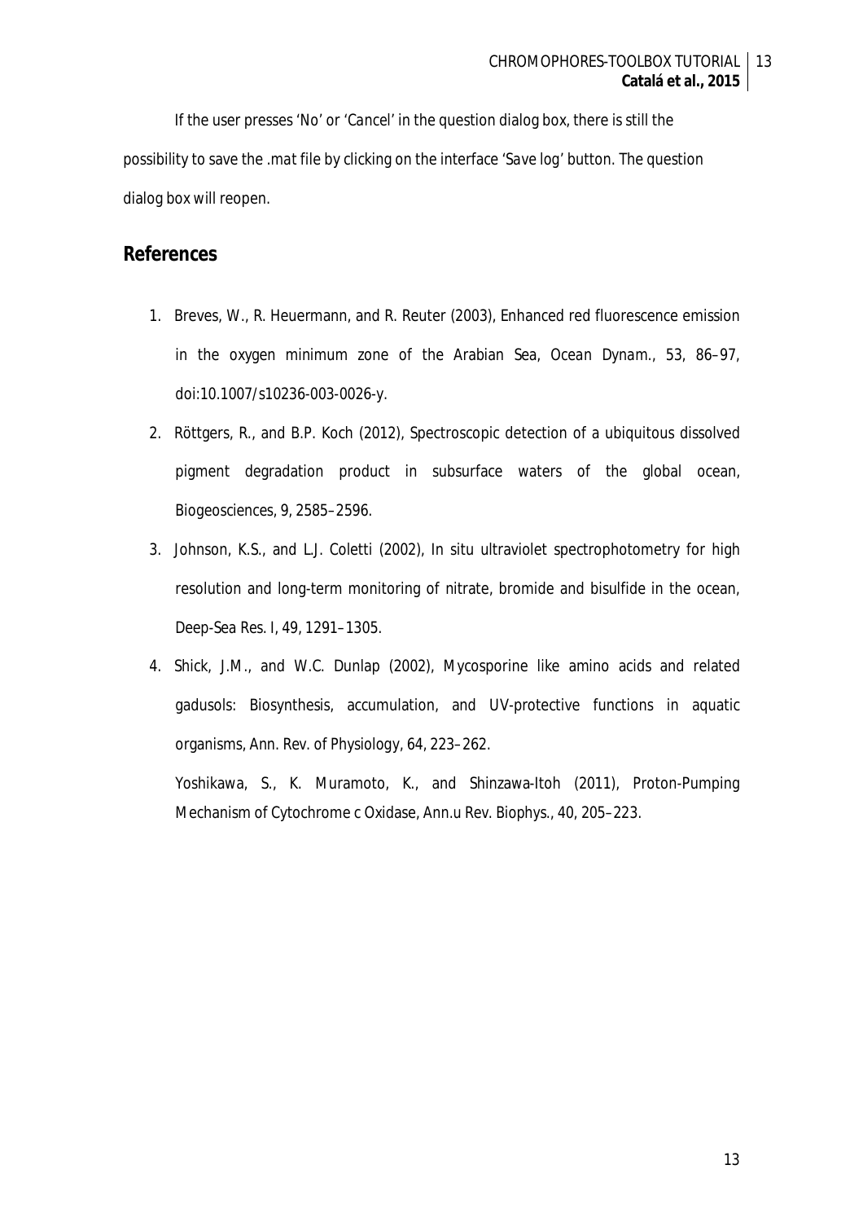If the user presses 'No' or 'Cancel' in the question dialog box, there is still the possibility to save the .mat file by clicking on the interface 'Save log' button. The question dialog box will reopen.

## References

1. Breves, W., R. Heuermann, and R. Reuter (2003), Enhanced red fluorescence emission in the oxygen minimum zone of the Arabian Sea, Ocean Dynam., 53, 86–97, doi:10.1007/s10236-003-0026-y.
2. Röttgers, R., and B.P. Koch (2012), Spectroscopic detection of a ubiquitous dissolved pigment degradation product in subsurface waters of the global ocean, Biogeosciences, 9, 2585–2596.
3. Johnson, K.S., and L.J. Coletti (2002), In situ ultraviolet spectrophotometry for high resolution and long-term monitoring of nitrate, bromide and bisulfide in the ocean, Deep-Sea Res. I, 49, 1291–1305.
4. Shick, J.M., and W.C. Dunlap (2002), Mycosporine like amino acids and related gadusols: Biosynthesis, accumulation, and UV-protective functions in aquatic organisms, Ann. Rev. of Physiology, 64, 223–262.

   Yoshikawa, S., K. Muramoto, K., and Shinzawa-Itoh (2011), Proton-Pumping Mechanism of Cytochrome c Oxidase, Ann.u Rev. Biophys., 40, 205–223.